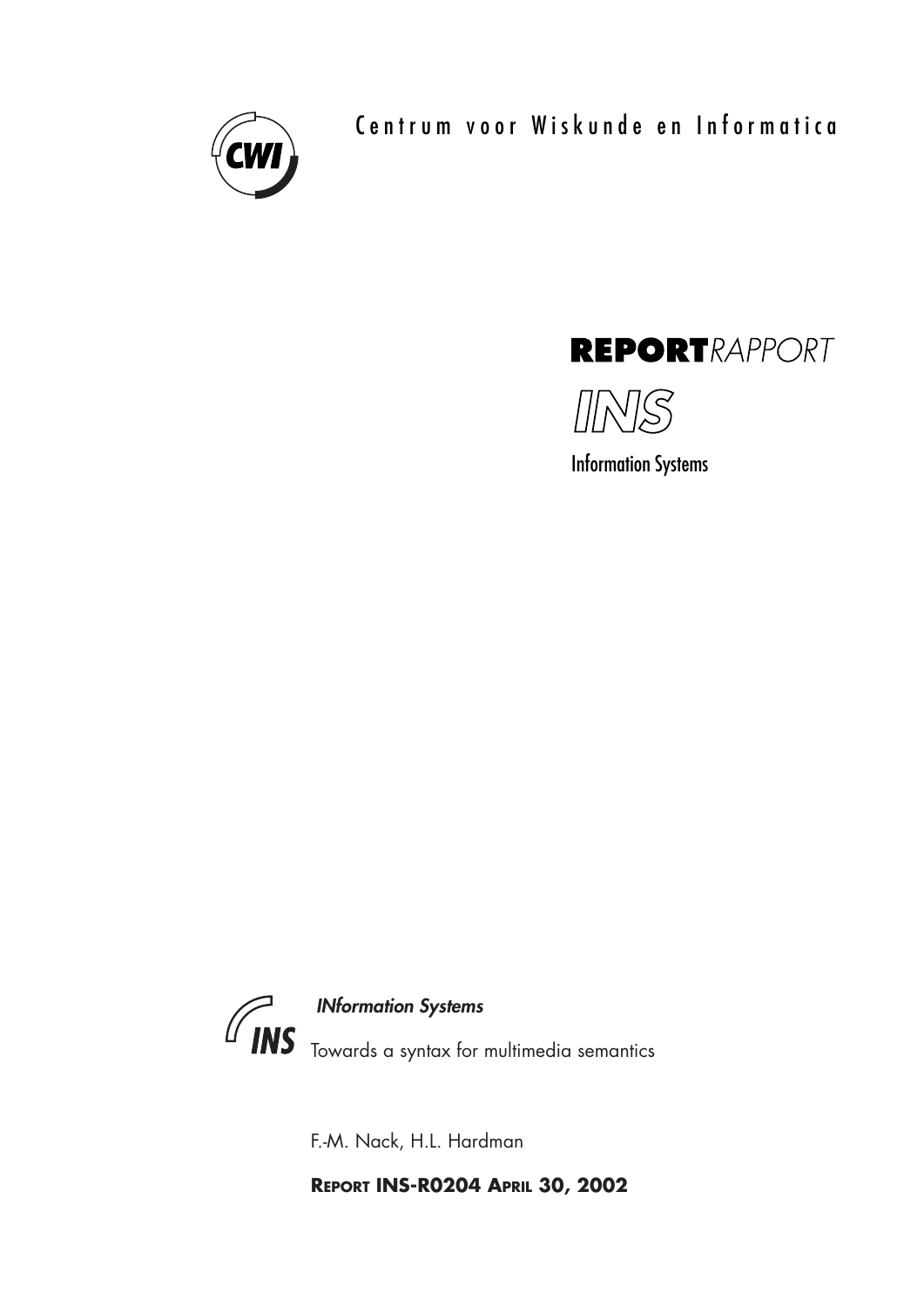Centrum voor Wiskunde en Informatica

**REPORT***RAPPORT*

INS

Information Systems

***INformation Systems***

# Towards a syntax for multimedia semantics

F.-M. Nack, H.L. Hardman

**REPORT INS-R0204 APRIL 30, 2002**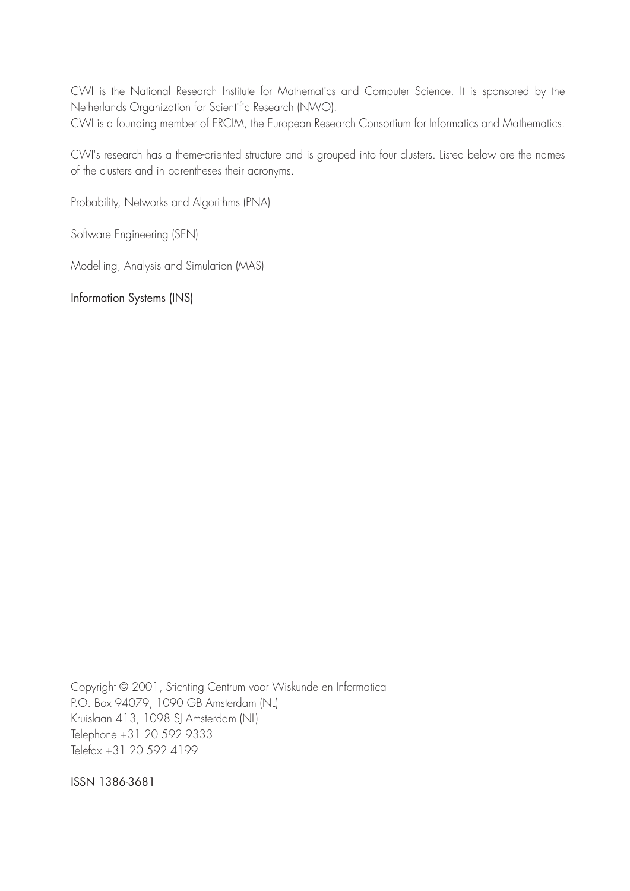CWI is the National Research Institute for Mathematics and Computer Science. It is sponsored by the Netherlands Organization for Scientific Research (NWO).
CWI is a founding member of ERCIM, the European Research Consortium for Informatics and Mathematics.

CWI's research has a theme-oriented structure and is grouped into four clusters. Listed below are the names of the clusters and in parentheses their acronyms.

Probability, Networks and Algorithms (PNA)

Software Engineering (SEN)

Modelling, Analysis and Simulation (MAS)

Information Systems (INS)

Copyright © 2001, Stichting Centrum voor Wiskunde en Informatica
P.O. Box 94079, 1090 GB Amsterdam (NL)
Kruislaan 413, 1098 SJ Amsterdam (NL)
Telephone +31 20 592 9333
Telefax +31 20 592 4199

ISSN 1386-3681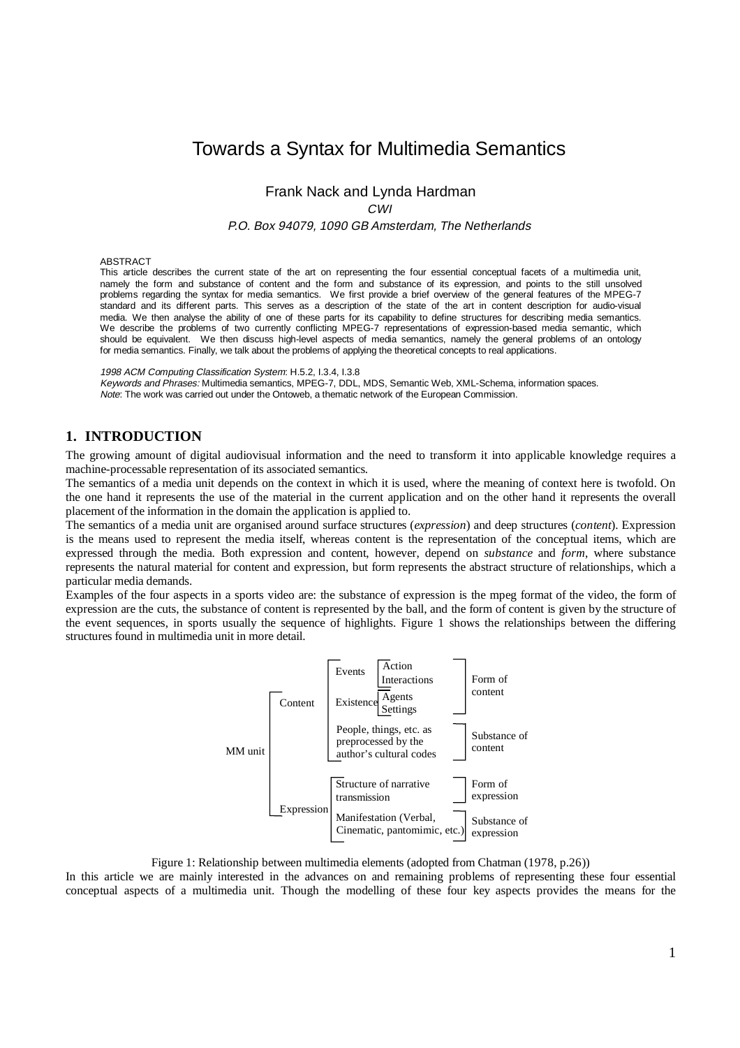# Towards a Syntax for Multimedia Semantics

Frank Nack and Lynda Hardman

*CWI*

*P.O. Box 94079, 1090 GB Amsterdam, The Netherlands*

ABSTRACT

This article describes the current state of the art on representing the four essential conceptual facets of a multimedia unit, namely the form and substance of content and the form and substance of its expression, and points to the still unsolved problems regarding the syntax for media semantics. We first provide a brief overview of the general features of the MPEG-7 standard and its different parts. This serves as a description of the state of the art in content description for audio-visual media. We then analyse the ability of one of these parts for its capability to define structures for describing media semantics. We describe the problems of two currently conflicting MPEG-7 representations of expression-based media semantic, which should be equivalent. We then discuss high-level aspects of media semantics, namely the general problems of an ontology for media semantics. Finally, we talk about the problems of applying the theoretical concepts to real applications.

*1998 ACM Computing Classification System*: H.5.2, I.3.4, I.3.8

*Keywords and Phrases:* Multimedia semantics, MPEG-7, DDL, MDS, Semantic Web, XML-Schema, information spaces.

*Note*: The work was carried out under the Ontoweb, a thematic network of the European Commission.

## 1. INTRODUCTION

The growing amount of digital audiovisual information and the need to transform it into applicable knowledge requires a machine-processable representation of its associated semantics.

The semantics of a media unit depends on the context in which it is used, where the meaning of context here is twofold. On the one hand it represents the use of the material in the current application and on the other hand it represents the overall placement of the information in the domain the application is applied to.

The semantics of a media unit are organised around surface structures (*expression*) and deep structures (*content*). Expression is the means used to represent the media itself, whereas content is the representation of the conceptual items, which are expressed through the media. Both expression and content, however, depend on *substance* and *form*, where substance represents the natural material for content and expression, but form represents the abstract structure of relationships, which a particular media demands.

Examples of the four aspects in a sports video are: the substance of expression is the mpeg format of the video, the form of expression are the cuts, the substance of content is represented by the ball, and the form of content is given by the structure of the event sequences, in sports usually the sequence of highlights. Figure 1 shows the relationships between the differing structures found in multimedia unit in more detail.

- MM unit
  - Content
    - Form of content
      - Events
        - Action
        - Interactions
      - Existence
        - Agents
        - Settings
    - Substance of content
      - People, things, etc. as preprocessed by the author's cultural codes
  - Expression
    - Form of expression
      - Structure of narrative transmission
    - Substance of expression
      - Manifestation (Verbal, Cinematic, pantomimic, etc.)

Figure 1: Relationship between multimedia elements (adopted from Chatman (1978, p.26))

In this article we are mainly interested in the advances on and remaining problems of representing these four essential conceptual aspects of a multimedia unit. Though the modelling of these four key aspects provides the means for the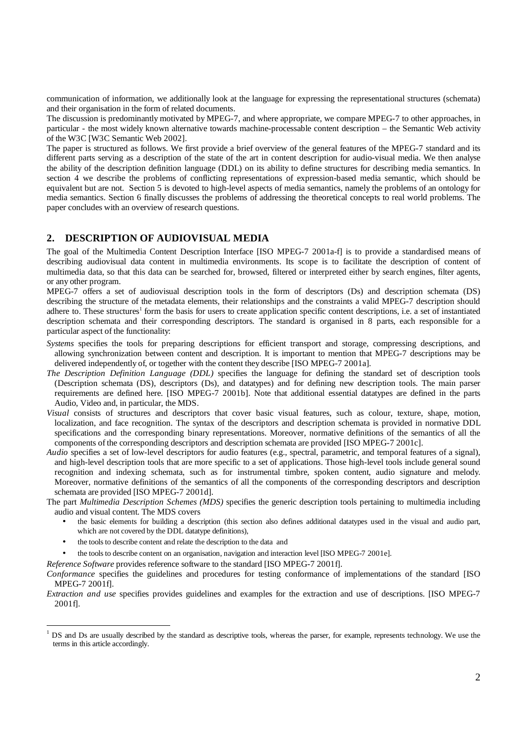communication of information, we additionally look at the language for expressing the representational structures (schemata) and their organisation in the form of related documents.

The discussion is predominantly motivated by MPEG-7, and where appropriate, we compare MPEG-7 to other approaches, in particular - the most widely known alternative towards machine-processable content description – the Semantic Web activity of the W3C [W3C Semantic Web 2002].

The paper is structured as follows. We first provide a brief overview of the general features of the MPEG-7 standard and its different parts serving as a description of the state of the art in content description for audio-visual media. We then analyse the ability of the description definition language (DDL) on its ability to define structures for describing media semantics. In section 4 we describe the problems of conflicting representations of expression-based media semantic, which should be equivalent but are not. Section 5 is devoted to high-level aspects of media semantics, namely the problems of an ontology for media semantics. Section 6 finally discusses the problems of addressing the theoretical concepts to real world problems. The paper concludes with an overview of research questions.

## 2. DESCRIPTION OF AUDIOVISUAL MEDIA

The goal of the Multimedia Content Description Interface [ISO MPEG-7 2001a-f] is to provide a standardised means of describing audiovisual data content in multimedia environments. Its scope is to facilitate the description of content of multimedia data, so that this data can be searched for, browsed, filtered or interpreted either by search engines, filter agents, or any other program.

MPEG-7 offers a set of audiovisual description tools in the form of descriptors (Ds) and description schemata (DS) describing the structure of the metadata elements, their relationships and the constraints a valid MPEG-7 description should adhere to. These structures[1] form the basis for users to create application specific content descriptions, i.e. a set of instantiated description schemata and their corresponding descriptors. The standard is organised in 8 parts, each responsible for a particular aspect of the functionality:

*Systems* specifies the tools for preparing descriptions for efficient transport and storage, compressing descriptions, and allowing synchronization between content and description. It is important to mention that MPEG-7 descriptions may be delivered independently of, or together with the content they describe [ISO MPEG-7 2001a].

*The Description Definition Language (DDL)* specifies the language for defining the standard set of description tools (Description schemata (DS), descriptors (Ds), and datatypes) and for defining new description tools. The main parser requirements are defined here. [ISO MPEG-7 2001b]. Note that additional essential datatypes are defined in the parts Audio, Video and, in particular, the MDS.

*Visual* consists of structures and descriptors that cover basic visual features, such as colour, texture, shape, motion, localization, and face recognition. The syntax of the descriptors and description schemata is provided in normative DDL specifications and the corresponding binary representations. Moreover, normative definitions of the semantics of all the components of the corresponding descriptors and description schemata are provided [ISO MPEG-7 2001c].

*Audio* specifies a set of low-level descriptors for audio features (e.g., spectral, parametric, and temporal features of a signal), and high-level description tools that are more specific to a set of applications. Those high-level tools include general sound recognition and indexing schemata, such as for instrumental timbre, spoken content, audio signature and melody. Moreover, normative definitions of the semantics of all the components of the corresponding descriptors and description schemata are provided [ISO MPEG-7 2001d].

The part *Multimedia Description Schemes (MDS)* specifies the generic description tools pertaining to multimedia including audio and visual content. The MDS covers

- the basic elements for building a description (this section also defines additional datatypes used in the visual and audio part, which are not covered by the DDL datatype definitions),
- the tools to describe content and relate the description to the data and
- the tools to describe content on an organisation, navigation and interaction level [ISO MPEG-7 2001e].

*Reference Software* provides reference software to the standard [ISO MPEG-7 2001f].

*Conformance* specifies the guidelines and procedures for testing conformance of implementations of the standard [ISO MPEG-7 2001f].

*Extraction and use* specifies provides guidelines and examples for the extraction and use of descriptions. [ISO MPEG-7 2001f].

---

[1] DS and Ds are usually described by the standard as descriptive tools, whereas the parser, for example, represents technology. We use the terms in this article accordingly.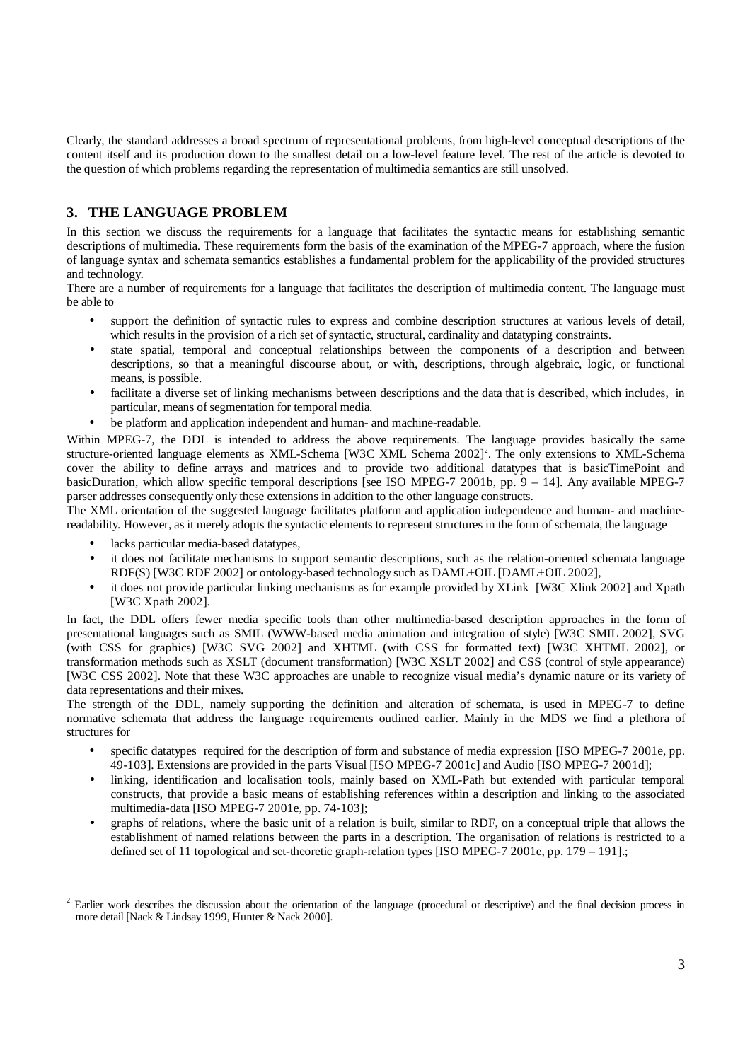Clearly, the standard addresses a broad spectrum of representational problems, from high-level conceptual descriptions of the content itself and its production down to the smallest detail on a low-level feature level. The rest of the article is devoted to the question of which problems regarding the representation of multimedia semantics are still unsolved.

## 3. THE LANGUAGE PROBLEM

In this section we discuss the requirements for a language that facilitates the syntactic means for establishing semantic descriptions of multimedia. These requirements form the basis of the examination of the MPEG-7 approach, where the fusion of language syntax and schemata semantics establishes a fundamental problem for the applicability of the provided structures and technology.

There are a number of requirements for a language that facilitates the description of multimedia content. The language must be able to

- support the definition of syntactic rules to express and combine description structures at various levels of detail, which results in the provision of a rich set of syntactic, structural, cardinality and datatyping constraints.
- state spatial, temporal and conceptual relationships between the components of a description and between descriptions, so that a meaningful discourse about, or with, descriptions, through algebraic, logic, or functional means, is possible.
- facilitate a diverse set of linking mechanisms between descriptions and the data that is described, which includes, in particular, means of segmentation for temporal media.
- be platform and application independent and human- and machine-readable.

Within MPEG-7, the DDL is intended to address the above requirements. The language provides basically the same structure-oriented language elements as XML-Schema [W3C XML Schema 2002][2]. The only extensions to XML-Schema cover the ability to define arrays and matrices and to provide two additional datatypes that is basicTimePoint and basicDuration, which allow specific temporal descriptions [see ISO MPEG-7 2001b, pp. 9 – 14]. Any available MPEG-7 parser addresses consequently only these extensions in addition to the other language constructs.

The XML orientation of the suggested language facilitates platform and application independence and human- and machine-readability. However, as it merely adopts the syntactic elements to represent structures in the form of schemata, the language

- lacks particular media-based datatypes,
- it does not facilitate mechanisms to support semantic descriptions, such as the relation-oriented schemata language RDF(S) [W3C RDF 2002] or ontology-based technology such as DAML+OIL [DAML+OIL 2002],
- it does not provide particular linking mechanisms as for example provided by XLink [W3C Xlink 2002] and Xpath [W3C Xpath 2002].

In fact, the DDL offers fewer media specific tools than other multimedia-based description approaches in the form of presentational languages such as SMIL (WWW-based media animation and integration of style) [W3C SMIL 2002], SVG (with CSS for graphics) [W3C SVG 2002] and XHTML (with CSS for formatted text) [W3C XHTML 2002], or transformation methods such as XSLT (document transformation) [W3C XSLT 2002] and CSS (control of style appearance) [W3C CSS 2002]. Note that these W3C approaches are unable to recognize visual media's dynamic nature or its variety of data representations and their mixes.

The strength of the DDL, namely supporting the definition and alteration of schemata, is used in MPEG-7 to define normative schemata that address the language requirements outlined earlier. Mainly in the MDS we find a plethora of structures for

- specific datatypes required for the description of form and substance of media expression [ISO MPEG-7 2001e, pp. 49-103]. Extensions are provided in the parts Visual [ISO MPEG-7 2001c] and Audio [ISO MPEG-7 2001d];
- linking, identification and localisation tools, mainly based on XML-Path but extended with particular temporal constructs, that provide a basic means of establishing references within a description and linking to the associated multimedia-data [ISO MPEG-7 2001e, pp. 74-103];
- graphs of relations, where the basic unit of a relation is built, similar to RDF, on a conceptual triple that allows the establishment of named relations between the parts in a description. The organisation of relations is restricted to a defined set of 11 topological and set-theoretic graph-relation types [ISO MPEG-7 2001e, pp. 179 – 191].;

[2] Earlier work describes the discussion about the orientation of the language (procedural or descriptive) and the final decision process in more detail [Nack & Lindsay 1999, Hunter & Nack 2000].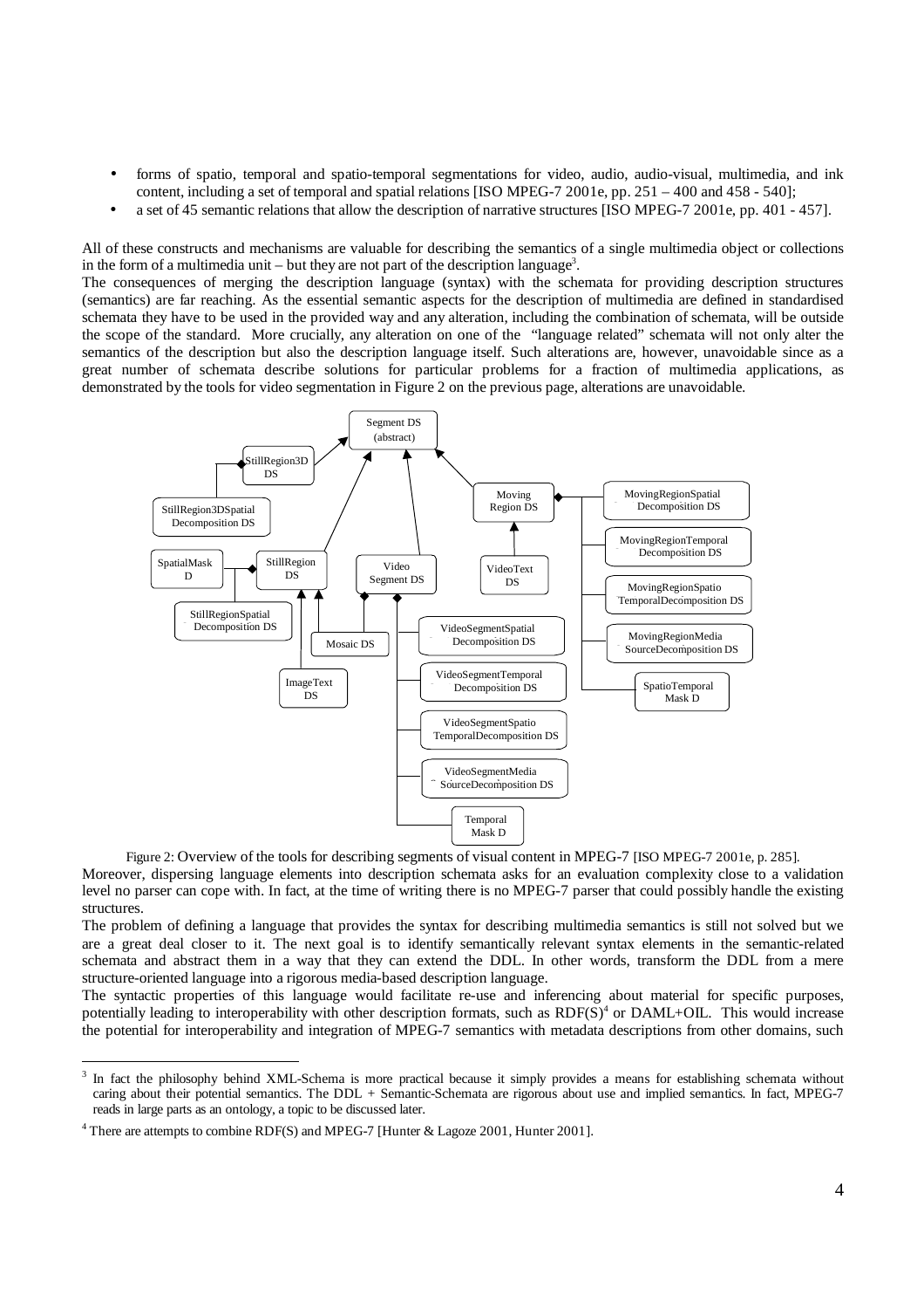- forms of spatio, temporal and spatio-temporal segmentations for video, audio, audio-visual, multimedia, and ink content, including a set of temporal and spatial relations [ISO MPEG-7 2001e, pp. 251 – 400 and 458 - 540];
- a set of 45 semantic relations that allow the description of narrative structures [ISO MPEG-7 2001e, pp. 401 - 457].

All of these constructs and mechanisms are valuable for describing the semantics of a single multimedia object or collections in the form of a multimedia unit – but they are not part of the description language[3].

The consequences of merging the description language (syntax) with the schemata for providing description structures (semantics) are far reaching. As the essential semantic aspects for the description of multimedia are defined in standardised schemata they have to be used in the provided way and any alteration, including the combination of schemata, will be outside the scope of the standard. More crucially, any alteration on one of the "language related" schemata will not only alter the semantics of the description but also the description language itself. Such alterations are, however, unavoidable since as a great number of schemata describe solutions for particular problems for a fraction of multimedia applications, as demonstrated by the tools for video segmentation in Figure 2 on the previous page, alterations are unavoidable.

Figure 2: Overview of the tools for describing segments of visual content in MPEG-7 [ISO MPEG-7 2001e, p. 285].

Moreover, dispersing language elements into description schemata asks for an evaluation complexity close to a validation level no parser can cope with. In fact, at the time of writing there is no MPEG-7 parser that could possibly handle the existing structures.

The problem of defining a language that provides the syntax for describing multimedia semantics is still not solved but we are a great deal closer to it. The next goal is to identify semantically relevant syntax elements in the semantic-related schemata and abstract them in a way that they can extend the DDL. In other words, transform the DDL from a mere structure-oriented language into a rigorous media-based description language.

The syntactic properties of this language would facilitate re-use and inferencing about material for specific purposes, potentially leading to interoperability with other description formats, such as RDF(S)[4] or DAML+OIL. This would increase the potential for interoperability and integration of MPEG-7 semantics with metadata descriptions from other domains, such

[3] In fact the philosophy behind XML-Schema is more practical because it simply provides a means for establishing schemata without caring about their potential semantics. The DDL + Semantic-Schemata are rigorous about use and implied semantics. In fact, MPEG-7 reads in large parts as an ontology, a topic to be discussed later.

[4] There are attempts to combine RDF(S) and MPEG-7 [Hunter & Lagoze 2001, Hunter 2001].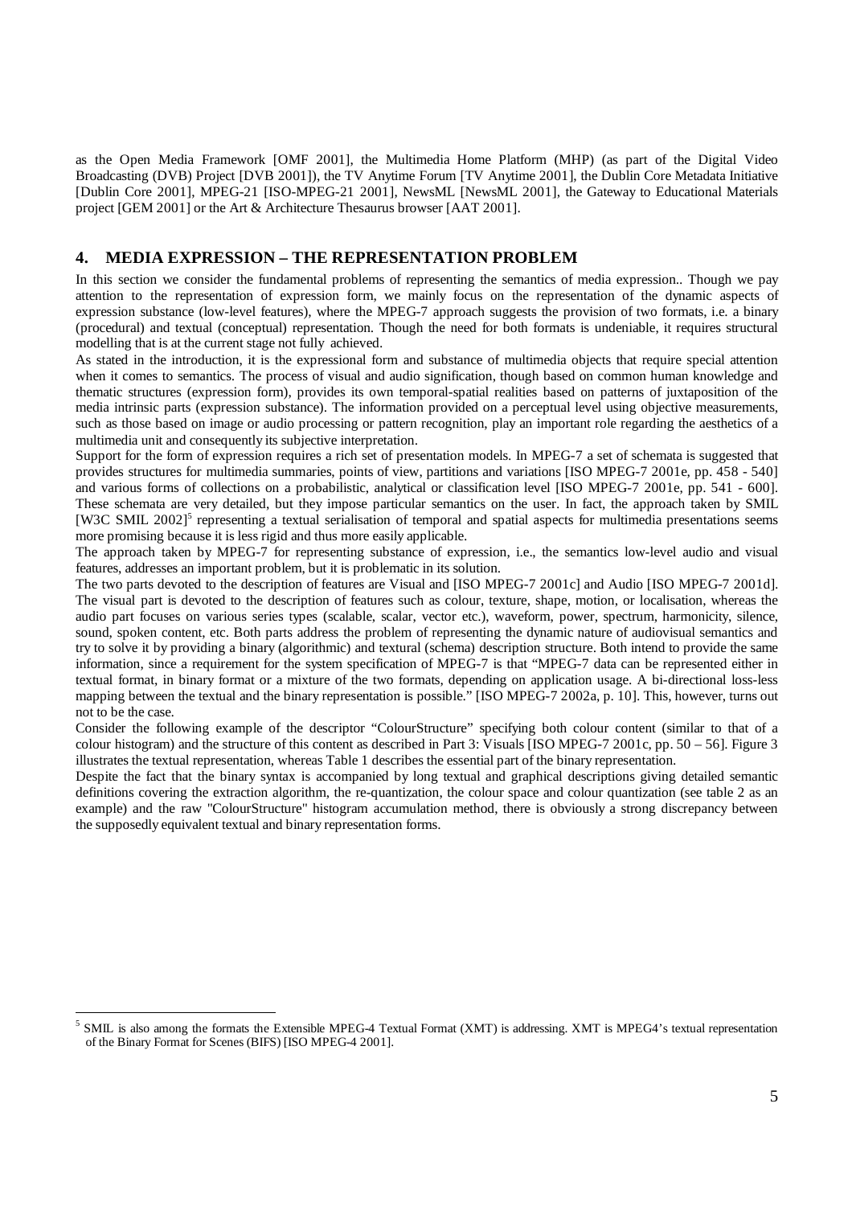as the Open Media Framework [OMF 2001], the Multimedia Home Platform (MHP) (as part of the Digital Video Broadcasting (DVB) Project [DVB 2001]), the TV Anytime Forum [TV Anytime 2001], the Dublin Core Metadata Initiative [Dublin Core 2001], MPEG-21 [ISO-MPEG-21 2001], NewsML [NewsML 2001], the Gateway to Educational Materials project [GEM 2001] or the Art & Architecture Thesaurus browser [AAT 2001].

## 4. MEDIA EXPRESSION – THE REPRESENTATION PROBLEM

In this section we consider the fundamental problems of representing the semantics of media expression.. Though we pay attention to the representation of expression form, we mainly focus on the representation of the dynamic aspects of expression substance (low-level features), where the MPEG-7 approach suggests the provision of two formats, i.e. a binary (procedural) and textual (conceptual) representation. Though the need for both formats is undeniable, it requires structural modelling that is at the current stage not fully achieved.

As stated in the introduction, it is the expressional form and substance of multimedia objects that require special attention when it comes to semantics. The process of visual and audio signification, though based on common human knowledge and thematic structures (expression form), provides its own temporal-spatial realities based on patterns of juxtaposition of the media intrinsic parts (expression substance). The information provided on a perceptual level using objective measurements, such as those based on image or audio processing or pattern recognition, play an important role regarding the aesthetics of a multimedia unit and consequently its subjective interpretation.

Support for the form of expression requires a rich set of presentation models. In MPEG-7 a set of schemata is suggested that provides structures for multimedia summaries, points of view, partitions and variations [ISO MPEG-7 2001e, pp. 458 - 540] and various forms of collections on a probabilistic, analytical or classification level [ISO MPEG-7 2001e, pp. 541 - 600]. These schemata are very detailed, but they impose particular semantics on the user. In fact, the approach taken by SMIL [W3C SMIL 2002][5] representing a textual serialisation of temporal and spatial aspects for multimedia presentations seems more promising because it is less rigid and thus more easily applicable.

The approach taken by MPEG-7 for representing substance of expression, i.e., the semantics low-level audio and visual features, addresses an important problem, but it is problematic in its solution.

The two parts devoted to the description of features are Visual and [ISO MPEG-7 2001c] and Audio [ISO MPEG-7 2001d]. The visual part is devoted to the description of features such as colour, texture, shape, motion, or localisation, whereas the audio part focuses on various series types (scalable, scalar, vector etc.), waveform, power, spectrum, harmonicity, silence, sound, spoken content, etc. Both parts address the problem of representing the dynamic nature of audiovisual semantics and try to solve it by providing a binary (algorithmic) and textural (schema) description structure. Both intend to provide the same information, since a requirement for the system specification of MPEG-7 is that "MPEG-7 data can be represented either in textual format, in binary format or a mixture of the two formats, depending on application usage. A bi-directional loss-less mapping between the textual and the binary representation is possible." [ISO MPEG-7 2002a, p. 10]. This, however, turns out not to be the case.

Consider the following example of the descriptor "ColourStructure" specifying both colour content (similar to that of a colour histogram) and the structure of this content as described in Part 3: Visuals [ISO MPEG-7 2001c, pp. 50 – 56]. Figure 3 illustrates the textual representation, whereas Table 1 describes the essential part of the binary representation.

Despite the fact that the binary syntax is accompanied by long textual and graphical descriptions giving detailed semantic definitions covering the extraction algorithm, the re-quantization, the colour space and colour quantization (see table 2 as an example) and the raw "ColourStructure" histogram accumulation method, there is obviously a strong discrepancy between the supposedly equivalent textual and binary representation forms.

---

[5] SMIL is also among the formats the Extensible MPEG-4 Textual Format (XMT) is addressing. XMT is MPEG4's textual representation of the Binary Format for Scenes (BIFS) [ISO MPEG-4 2001].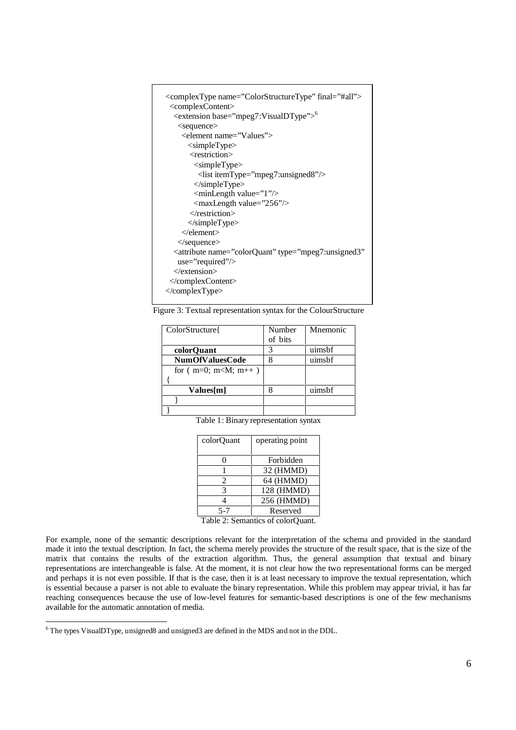```
<complexType name="ColorStructureType" final="#all">
 <complexContent>
  <extension base="mpeg7:VisualDType">[6]
   <sequence>
    <element name="Values">
     <simpleType>
      <restriction>
       <simpleType>
        <list itemType="mpeg7:unsigned8"/>
       </simpleType>
       <minLength value="1"/>
       <maxLength value="256"/>
      </restriction>
     </simpleType>
    </element>
   </sequence>
  <attribute name="colorQuant" type="mpeg7:unsigned3"
   use="required"/>
  </extension>
 </complexContent>
</complexType>
```

Figure 3: Textual representation syntax for the ColourStructure

| ColorStructure{ | Number of bits | Mnemonic |
|---|---|---|
| **colorQuant** | 3 | uimsbf |
| **NumOfValuesCode** | 8 | uimsbf |
| for ( m=0; m<M; m++ ) { | | |
| **Values[m]** | 8 | uimsbf |
| } | | |
| } | | |

Table 1: Binary representation syntax

| colorQuant | operating point |
|---|---|
| 0 | Forbidden |
| 1 | 32 (HMMD) |
| 2 | 64 (HMMD) |
| 3 | 128 (HMMD) |
| 4 | 256 (HMMD) |
| 5-7 | Reserved |

Table 2: Semantics of colorQuant.

For example, none of the semantic descriptions relevant for the interpretation of the schema and provided in the standard made it into the textual description. In fact, the schema merely provides the structure of the result space, that is the size of the matrix that contains the results of the extraction algorithm. Thus, the general assumption that textual and binary representations are interchangeable is false. At the moment, it is not clear how the two representational forms can be merged and perhaps it is not even possible. If that is the case, then it is at least necessary to improve the textual representation, which is essential because a parser is not able to evaluate the binary representation. While this problem may appear trivial, it has far reaching consequences because the use of low-level features for semantic-based descriptions is one of the few mechanisms available for the automatic annotation of media.

[6] The types VisualDType, unsigned8 and unsigned3 are defined in the MDS and not in the DDL.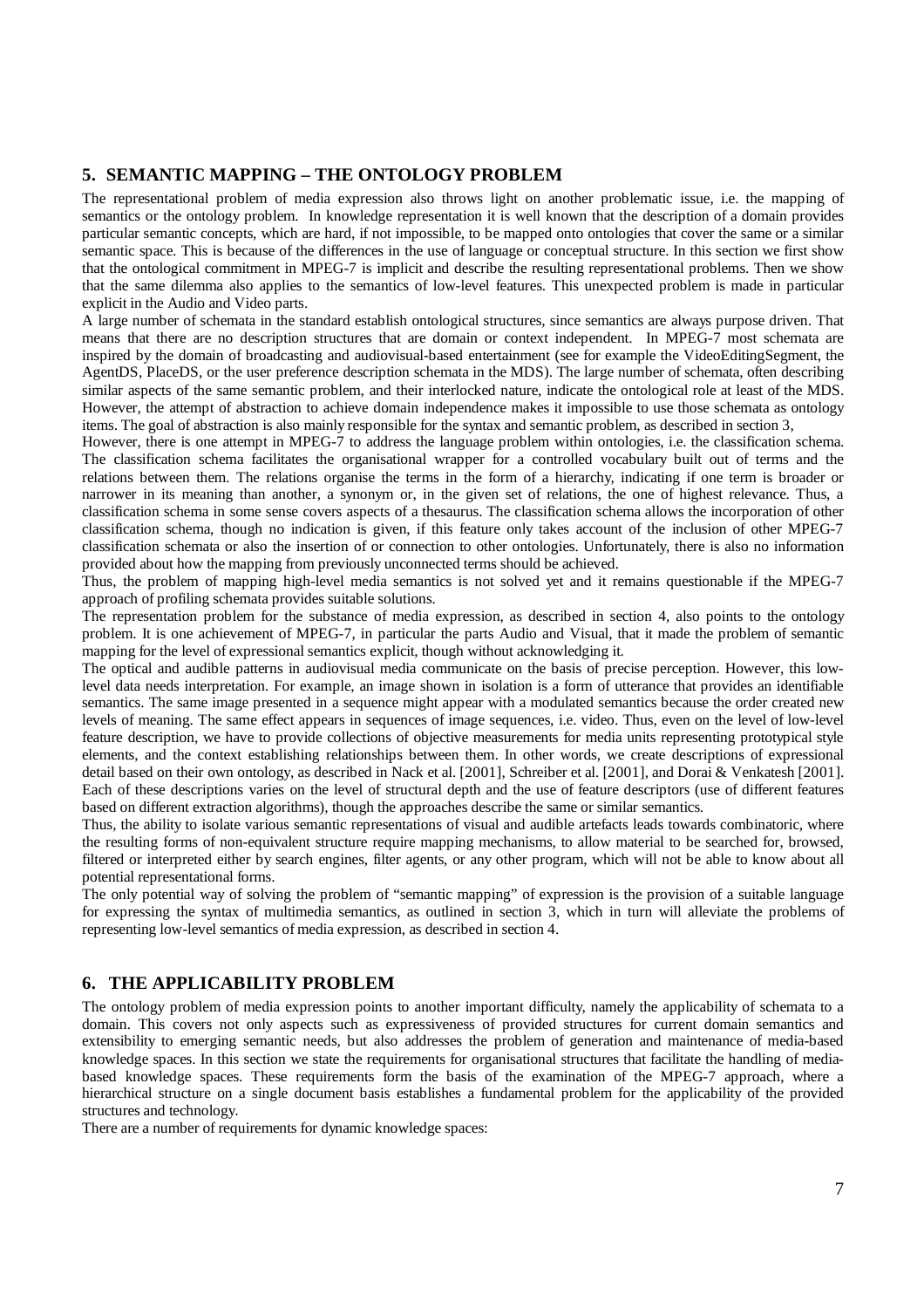## 5. SEMANTIC MAPPING – THE ONTOLOGY PROBLEM

The representational problem of media expression also throws light on another problematic issue, i.e. the mapping of semantics or the ontology problem. In knowledge representation it is well known that the description of a domain provides particular semantic concepts, which are hard, if not impossible, to be mapped onto ontologies that cover the same or a similar semantic space. This is because of the differences in the use of language or conceptual structure. In this section we first show that the ontological commitment in MPEG-7 is implicit and describe the resulting representational problems. Then we show that the same dilemma also applies to the semantics of low-level features. This unexpected problem is made in particular explicit in the Audio and Video parts.

A large number of schemata in the standard establish ontological structures, since semantics are always purpose driven. That means that there are no description structures that are domain or context independent. In MPEG-7 most schemata are inspired by the domain of broadcasting and audiovisual-based entertainment (see for example the VideoEditingSegment, the AgentDS, PlaceDS, or the user preference description schemata in the MDS). The large number of schemata, often describing similar aspects of the same semantic problem, and their interlocked nature, indicate the ontological role at least of the MDS. However, the attempt of abstraction to achieve domain independence makes it impossible to use those schemata as ontology items. The goal of abstraction is also mainly responsible for the syntax and semantic problem, as described in section 3,

However, there is one attempt in MPEG-7 to address the language problem within ontologies, i.e. the classification schema. The classification schema facilitates the organisational wrapper for a controlled vocabulary built out of terms and the relations between them. The relations organise the terms in the form of a hierarchy, indicating if one term is broader or narrower in its meaning than another, a synonym or, in the given set of relations, the one of highest relevance. Thus, a classification schema in some sense covers aspects of a thesaurus. The classification schema allows the incorporation of other classification schema, though no indication is given, if this feature only takes account of the inclusion of other MPEG-7 classification schemata or also the insertion of or connection to other ontologies. Unfortunately, there is also no information provided about how the mapping from previously unconnected terms should be achieved.

Thus, the problem of mapping high-level media semantics is not solved yet and it remains questionable if the MPEG-7 approach of profiling schemata provides suitable solutions.

The representation problem for the substance of media expression, as described in section 4, also points to the ontology problem. It is one achievement of MPEG-7, in particular the parts Audio and Visual, that it made the problem of semantic mapping for the level of expressional semantics explicit, though without acknowledging it.

The optical and audible patterns in audiovisual media communicate on the basis of precise perception. However, this low-level data needs interpretation. For example, an image shown in isolation is a form of utterance that provides an identifiable semantics. The same image presented in a sequence might appear with a modulated semantics because the order created new levels of meaning. The same effect appears in sequences of image sequences, i.e. video. Thus, even on the level of low-level feature description, we have to provide collections of objective measurements for media units representing prototypical style elements, and the context establishing relationships between them. In other words, we create descriptions of expressional detail based on their own ontology, as described in Nack et al. [2001], Schreiber et al. [2001], and Dorai & Venkatesh [2001]. Each of these descriptions varies on the level of structural depth and the use of feature descriptors (use of different features based on different extraction algorithms), though the approaches describe the same or similar semantics.

Thus, the ability to isolate various semantic representations of visual and audible artefacts leads towards combinatoric, where the resulting forms of non-equivalent structure require mapping mechanisms, to allow material to be searched for, browsed, filtered or interpreted either by search engines, filter agents, or any other program, which will not be able to know about all potential representational forms.

The only potential way of solving the problem of "semantic mapping" of expression is the provision of a suitable language for expressing the syntax of multimedia semantics, as outlined in section 3, which in turn will alleviate the problems of representing low-level semantics of media expression, as described in section 4.

## 6. THE APPLICABILITY PROBLEM

The ontology problem of media expression points to another important difficulty, namely the applicability of schemata to a domain. This covers not only aspects such as expressiveness of provided structures for current domain semantics and extensibility to emerging semantic needs, but also addresses the problem of generation and maintenance of media-based knowledge spaces. In this section we state the requirements for organisational structures that facilitate the handling of media-based knowledge spaces. These requirements form the basis of the examination of the MPEG-7 approach, where a hierarchical structure on a single document basis establishes a fundamental problem for the applicability of the provided structures and technology.

There are a number of requirements for dynamic knowledge spaces: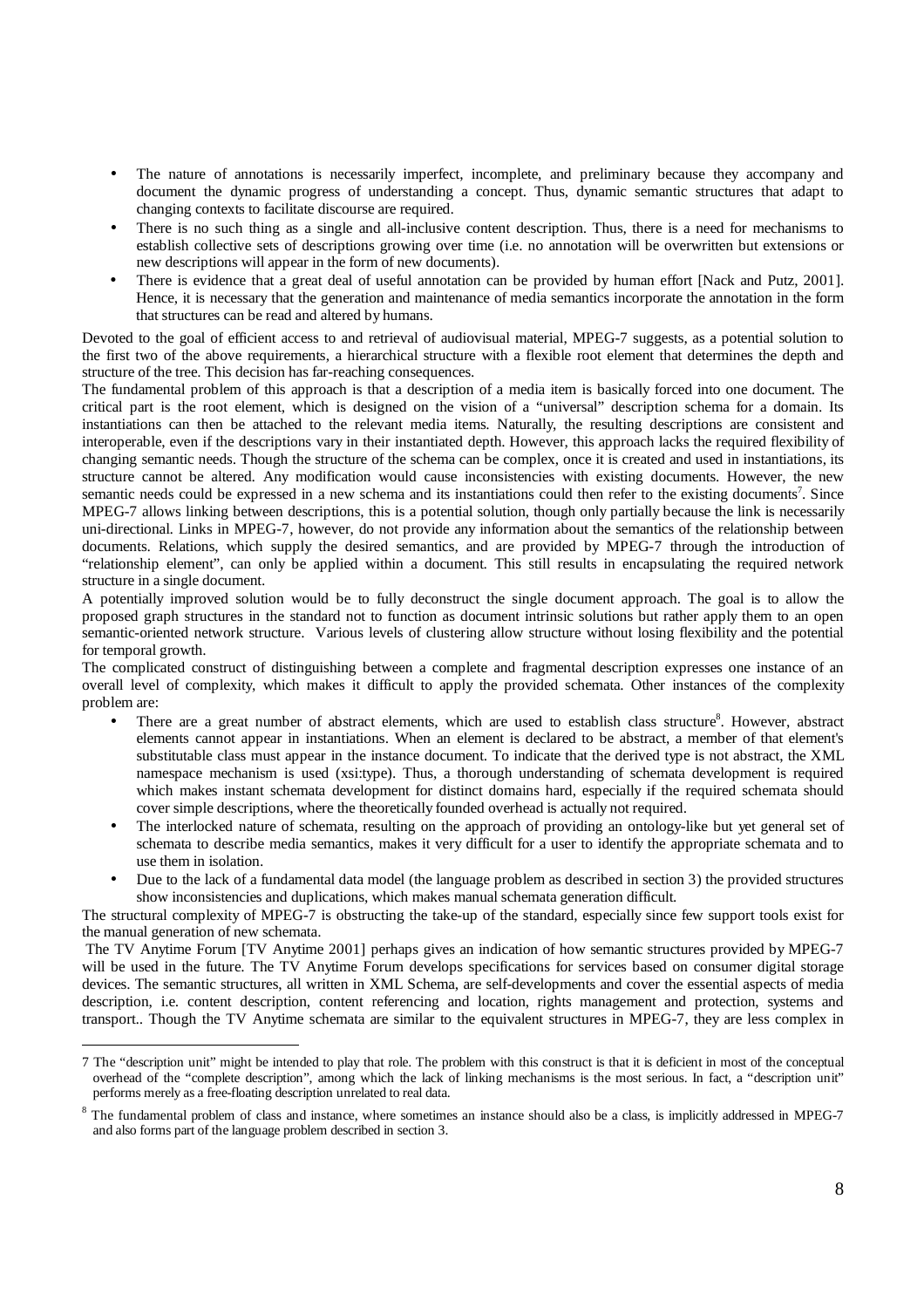- The nature of annotations is necessarily imperfect, incomplete, and preliminary because they accompany and document the dynamic progress of understanding a concept. Thus, dynamic semantic structures that adapt to changing contexts to facilitate discourse are required.
- There is no such thing as a single and all-inclusive content description. Thus, there is a need for mechanisms to establish collective sets of descriptions growing over time (i.e. no annotation will be overwritten but extensions or new descriptions will appear in the form of new documents).
- There is evidence that a great deal of useful annotation can be provided by human effort [Nack and Putz, 2001]. Hence, it is necessary that the generation and maintenance of media semantics incorporate the annotation in the form that structures can be read and altered by humans.

Devoted to the goal of efficient access to and retrieval of audiovisual material, MPEG-7 suggests, as a potential solution to the first two of the above requirements, a hierarchical structure with a flexible root element that determines the depth and structure of the tree. This decision has far-reaching consequences.

The fundamental problem of this approach is that a description of a media item is basically forced into one document. The critical part is the root element, which is designed on the vision of a "universal" description schema for a domain. Its instantiations can then be attached to the relevant media items. Naturally, the resulting descriptions are consistent and interoperable, even if the descriptions vary in their instantiated depth. However, this approach lacks the required flexibility of changing semantic needs. Though the structure of the schema can be complex, once it is created and used in instantiations, its structure cannot be altered. Any modification would cause inconsistencies with existing documents. However, the new semantic needs could be expressed in a new schema and its instantiations could then refer to the existing documents[7]. Since MPEG-7 allows linking between descriptions, this is a potential solution, though only partially because the link is necessarily uni-directional. Links in MPEG-7, however, do not provide any information about the semantics of the relationship between documents. Relations, which supply the desired semantics, and are provided by MPEG-7 through the introduction of "relationship element", can only be applied within a document. This still results in encapsulating the required network structure in a single document.

A potentially improved solution would be to fully deconstruct the single document approach. The goal is to allow the proposed graph structures in the standard not to function as document intrinsic solutions but rather apply them to an open semantic-oriented network structure. Various levels of clustering allow structure without losing flexibility and the potential for temporal growth.

The complicated construct of distinguishing between a complete and fragmental description expresses one instance of an overall level of complexity, which makes it difficult to apply the provided schemata. Other instances of the complexity problem are:

- There are a great number of abstract elements, which are used to establish class structure[8]. However, abstract elements cannot appear in instantiations. When an element is declared to be abstract, a member of that element's substitutable class must appear in the instance document. To indicate that the derived type is not abstract, the XML namespace mechanism is used (xsi:type). Thus, a thorough understanding of schemata development is required which makes instant schemata development for distinct domains hard, especially if the required schemata should cover simple descriptions, where the theoretically founded overhead is actually not required.
- The interlocked nature of schemata, resulting on the approach of providing an ontology-like but yet general set of schemata to describe media semantics, makes it very difficult for a user to identify the appropriate schemata and to use them in isolation.
- Due to the lack of a fundamental data model (the language problem as described in section 3) the provided structures show inconsistencies and duplications, which makes manual schemata generation difficult.

The structural complexity of MPEG-7 is obstructing the take-up of the standard, especially since few support tools exist for the manual generation of new schemata.

The TV Anytime Forum [TV Anytime 2001] perhaps gives an indication of how semantic structures provided by MPEG-7 will be used in the future. The TV Anytime Forum develops specifications for services based on consumer digital storage devices. The semantic structures, all written in XML Schema, are self-developments and cover the essential aspects of media description, i.e. content description, content referencing and location, rights management and protection, systems and transport.. Though the TV Anytime schemata are similar to the equivalent structures in MPEG-7, they are less complex in

---

[7] The "description unit" might be intended to play that role. The problem with this construct is that it is deficient in most of the conceptual overhead of the "complete description", among which the lack of linking mechanisms is the most serious. In fact, a "description unit" performs merely as a free-floating description unrelated to real data.

[8] The fundamental problem of class and instance, where sometimes an instance should also be a class, is implicitly addressed in MPEG-7 and also forms part of the language problem described in section 3.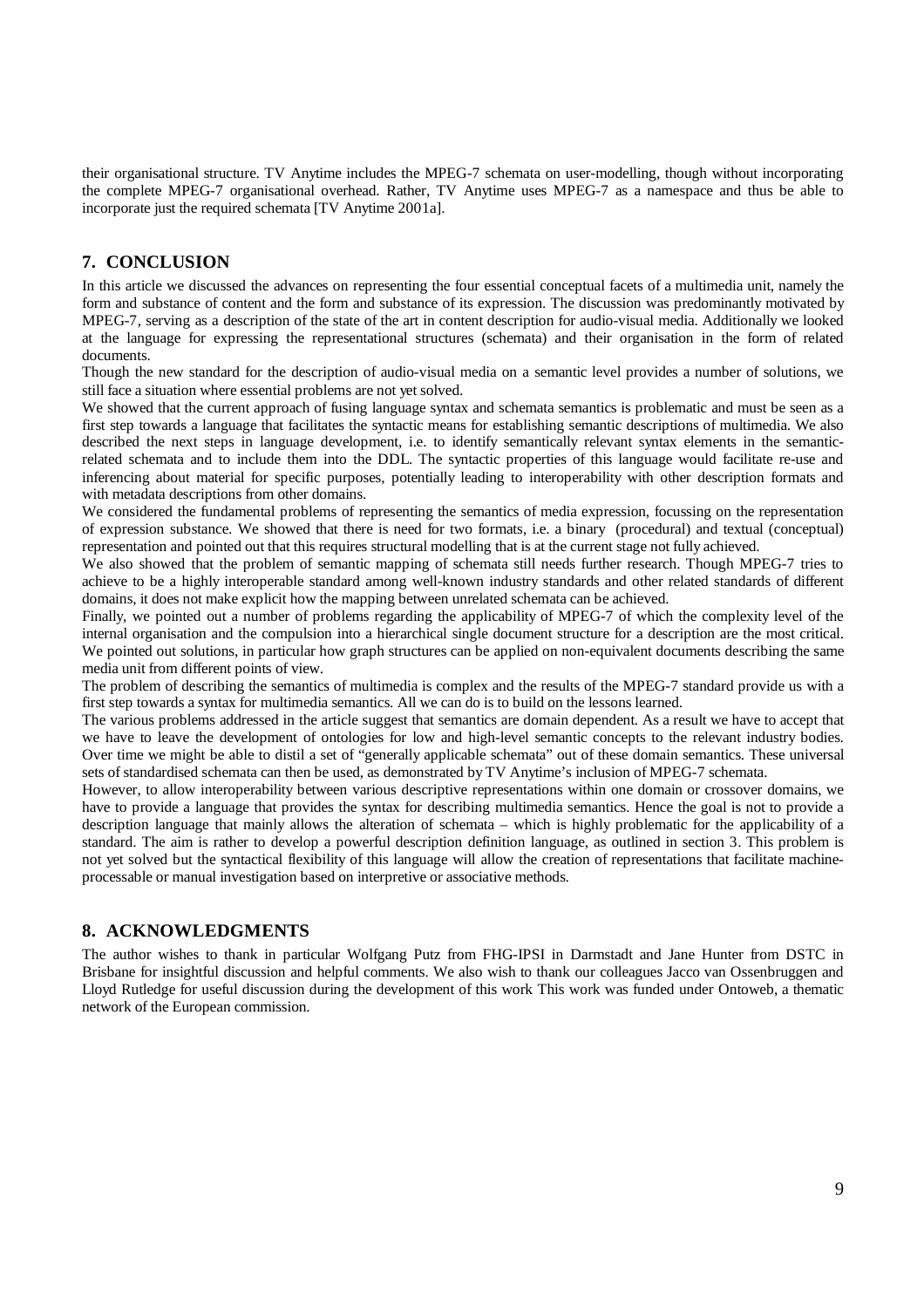their organisational structure. TV Anytime includes the MPEG-7 schemata on user-modelling, though without incorporating the complete MPEG-7 organisational overhead. Rather, TV Anytime uses MPEG-7 as a namespace and thus be able to incorporate just the required schemata [TV Anytime 2001a].

## 7. CONCLUSION

In this article we discussed the advances on representing the four essential conceptual facets of a multimedia unit, namely the form and substance of content and the form and substance of its expression. The discussion was predominantly motivated by MPEG-7, serving as a description of the state of the art in content description for audio-visual media. Additionally we looked at the language for expressing the representational structures (schemata) and their organisation in the form of related documents.

Though the new standard for the description of audio-visual media on a semantic level provides a number of solutions, we still face a situation where essential problems are not yet solved.

We showed that the current approach of fusing language syntax and schemata semantics is problematic and must be seen as a first step towards a language that facilitates the syntactic means for establishing semantic descriptions of multimedia. We also described the next steps in language development, i.e. to identify semantically relevant syntax elements in the semantic-related schemata and to include them into the DDL. The syntactic properties of this language would facilitate re-use and inferencing about material for specific purposes, potentially leading to interoperability with other description formats and with metadata descriptions from other domains.

We considered the fundamental problems of representing the semantics of media expression, focussing on the representation of expression substance. We showed that there is need for two formats, i.e. a binary (procedural) and textual (conceptual) representation and pointed out that this requires structural modelling that is at the current stage not fully achieved.

We also showed that the problem of semantic mapping of schemata still needs further research. Though MPEG-7 tries to achieve to be a highly interoperable standard among well-known industry standards and other related standards of different domains, it does not make explicit how the mapping between unrelated schemata can be achieved.

Finally, we pointed out a number of problems regarding the applicability of MPEG-7 of which the complexity level of the internal organisation and the compulsion into a hierarchical single document structure for a description are the most critical. We pointed out solutions, in particular how graph structures can be applied on non-equivalent documents describing the same media unit from different points of view.

The problem of describing the semantics of multimedia is complex and the results of the MPEG-7 standard provide us with a first step towards a syntax for multimedia semantics. All we can do is to build on the lessons learned.

The various problems addressed in the article suggest that semantics are domain dependent. As a result we have to accept that we have to leave the development of ontologies for low and high-level semantic concepts to the relevant industry bodies. Over time we might be able to distil a set of "generally applicable schemata" out of these domain semantics. These universal sets of standardised schemata can then be used, as demonstrated by TV Anytime's inclusion of MPEG-7 schemata.

However, to allow interoperability between various descriptive representations within one domain or crossover domains, we have to provide a language that provides the syntax for describing multimedia semantics. Hence the goal is not to provide a description language that mainly allows the alteration of schemata – which is highly problematic for the applicability of a standard. The aim is rather to develop a powerful description definition language, as outlined in section 3. This problem is not yet solved but the syntactical flexibility of this language will allow the creation of representations that facilitate machine-processable or manual investigation based on interpretive or associative methods.

## 8. ACKNOWLEDGMENTS

The author wishes to thank in particular Wolfgang Putz from FHG-IPSI in Darmstadt and Jane Hunter from DSTC in Brisbane for insightful discussion and helpful comments. We also wish to thank our colleagues Jacco van Ossenbruggen and Lloyd Rutledge for useful discussion during the development of this work This work was funded under Ontoweb, a thematic network of the European commission.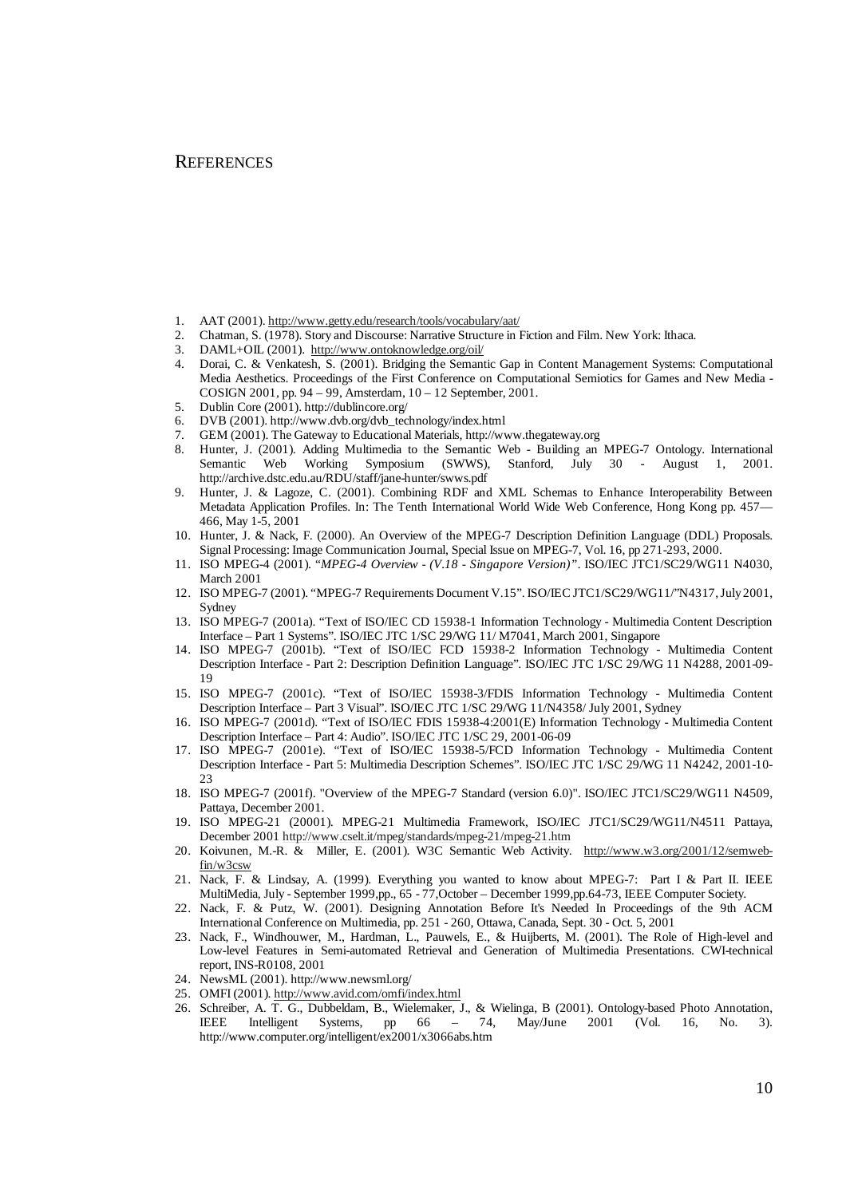# REFERENCES

1. AAT (2001). http://www.getty.edu/research/tools/vocabulary/aat/
2. Chatman, S. (1978). Story and Discourse: Narrative Structure in Fiction and Film. New York: Ithaca.
3. DAML+OIL (2001). http://www.ontoknowledge.org/oil/
4. Dorai, C. & Venkatesh, S. (2001). Bridging the Semantic Gap in Content Management Systems: Computational Media Aesthetics. Proceedings of the First Conference on Computational Semiotics for Games and New Media - COSIGN 2001, pp. 94 – 99, Amsterdam, 10 – 12 September, 2001.
5. Dublin Core (2001). http://dublincore.org/
6. DVB (2001). http://www.dvb.org/dvb_technology/index.html
7. GEM (2001). The Gateway to Educational Materials, http://www.thegateway.org
8. Hunter, J. (2001). Adding Multimedia to the Semantic Web - Building an MPEG-7 Ontology. International Semantic Web Working Symposium (SWWS), Stanford, July 30 - August 1, 2001. http://archive.dstc.edu.au/RDU/staff/jane-hunter/swws.pdf
9. Hunter, J. & Lagoze, C. (2001). Combining RDF and XML Schemas to Enhance Interoperability Between Metadata Application Profiles. In: The Tenth International World Wide Web Conference, Hong Kong pp. 457—466, May 1-5, 2001
10. Hunter, J. & Nack, F. (2000). An Overview of the MPEG-7 Description Definition Language (DDL) Proposals. Signal Processing: Image Communication Journal, Special Issue on MPEG-7, Vol. 16, pp 271-293, 2000.
11. ISO MPEG-4 (2001). "*MPEG-4 Overview - (V.18 - Singapore Version)*". ISO/IEC JTC1/SC29/WG11 N4030, March 2001
12. ISO MPEG-7 (2001). "MPEG-7 Requirements Document V.15". ISO/IEC JTC1/SC29/WG11/"N4317, July 2001, Sydney
13. ISO MPEG-7 (2001a). "Text of ISO/IEC CD 15938-1 Information Technology - Multimedia Content Description Interface – Part 1 Systems". ISO/IEC JTC 1/SC 29/WG 11/ M7041, March 2001, Singapore
14. ISO MPEG-7 (2001b). "Text of ISO/IEC FCD 15938-2 Information Technology - Multimedia Content Description Interface - Part 2: Description Definition Language". ISO/IEC JTC 1/SC 29/WG 11 N4288, 2001-09-19
15. ISO MPEG-7 (2001c). "Text of ISO/IEC 15938-3/FDIS Information Technology - Multimedia Content Description Interface – Part 3 Visual". ISO/IEC JTC 1/SC 29/WG 11/N4358/ July 2001, Sydney
16. ISO MPEG-7 (2001d). "Text of ISO/IEC FDIS 15938-4:2001(E) Information Technology - Multimedia Content Description Interface – Part 4: Audio". ISO/IEC JTC 1/SC 29, 2001-06-09
17. ISO MPEG-7 (2001e). "Text of ISO/IEC 15938-5/FCD Information Technology - Multimedia Content Description Interface - Part 5: Multimedia Description Schemes". ISO/IEC JTC 1/SC 29/WG 11 N4242, 2001-10-23
18. ISO MPEG-7 (2001f). "Overview of the MPEG-7 Standard (version 6.0)". ISO/IEC JTC1/SC29/WG11 N4509, Pattaya, December 2001.
19. ISO MPEG-21 (20001). MPEG-21 Multimedia Framework, ISO/IEC JTC1/SC29/WG11/N4511 Pattaya, December 2001 http://www.cselt.it/mpeg/standards/mpeg-21/mpeg-21.htm
20. Koivunen, M.-R. & Miller, E. (2001). W3C Semantic Web Activity. http://www.w3.org/2001/12/semweb-fin/w3csw
21. Nack, F. & Lindsay, A. (1999). Everything you wanted to know about MPEG-7: Part I & Part II. IEEE MultiMedia, July - September 1999,pp., 65 - 77,October – December 1999,pp.64-73, IEEE Computer Society.
22. Nack, F. & Putz, W. (2001). Designing Annotation Before It's Needed In Proceedings of the 9th ACM International Conference on Multimedia, pp. 251 - 260, Ottawa, Canada, Sept. 30 - Oct. 5, 2001
23. Nack, F., Windhouwer, M., Hardman, L., Pauwels, E., & Huijberts, M. (2001). The Role of High-level and Low-level Features in Semi-automated Retrieval and Generation of Multimedia Presentations. CWI-technical report, INS-R0108, 2001
24. NewsML (2001). http://www.newsml.org/
25. OMFI (2001). http://www.avid.com/omfi/index.html
26. Schreiber, A. T. G., Dubbeldam, B., Wielemaker, J., & Wielinga, B (2001). Ontology-based Photo Annotation, IEEE Intelligent Systems, pp 66 – 74, May/June 2001 (Vol. 16, No. 3). http://www.computer.org/intelligent/ex2001/x3066abs.htm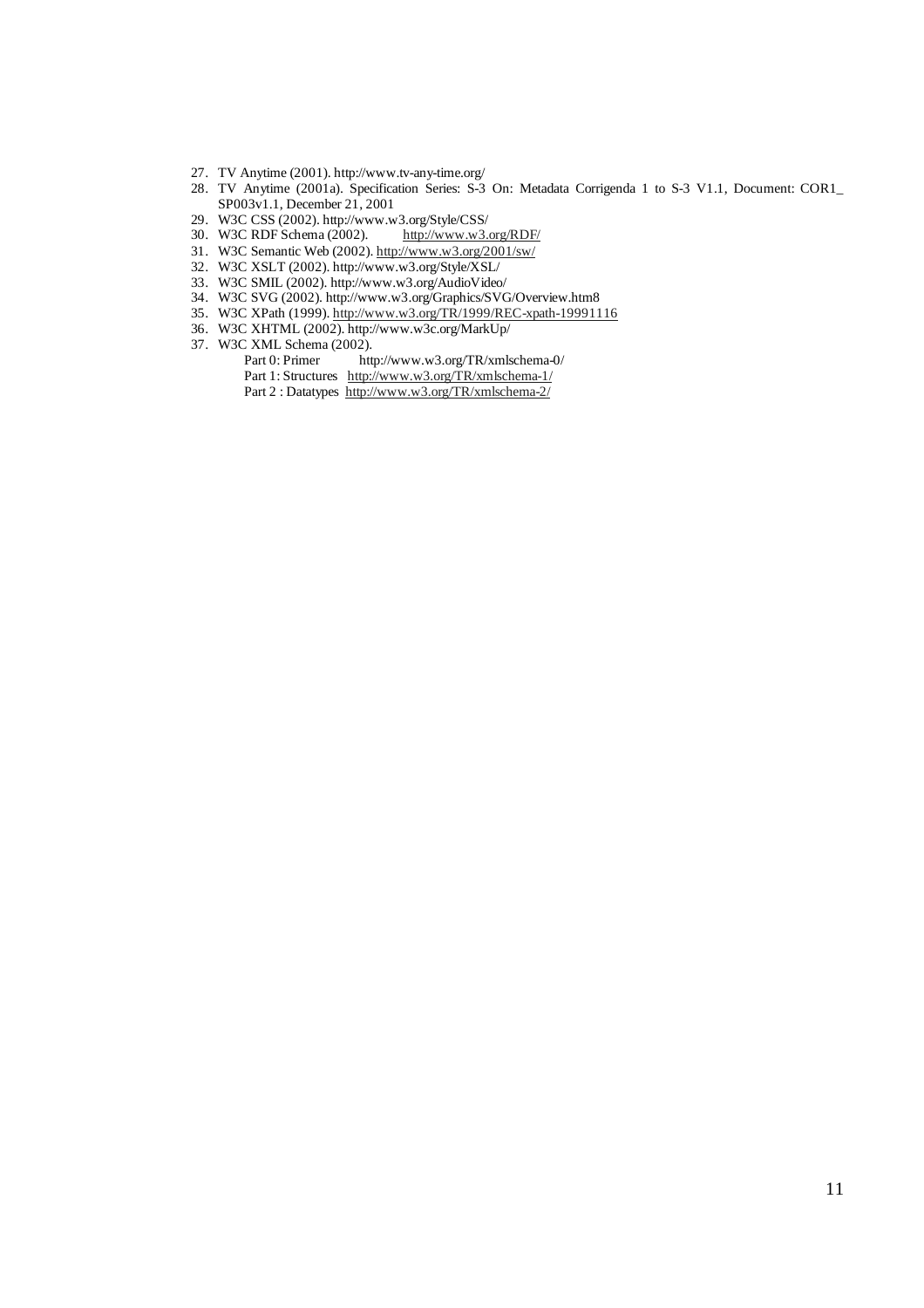27. TV Anytime (2001). http://www.tv-any-time.org/
28. TV Anytime (2001a). Specification Series: S-3 On: Metadata Corrigenda 1 to S-3 V1.1, Document: COR1_ SP003v1.1, December 21, 2001
29. W3C CSS (2002). http://www.w3.org/Style/CSS/
30. W3C RDF Schema (2002). http://www.w3.org/RDF/
31. W3C Semantic Web (2002). http://www.w3.org/2001/sw/
32. W3C XSLT (2002). http://www.w3.org/Style/XSL/
33. W3C SMIL (2002). http://www.w3.org/AudioVideo/
34. W3C SVG (2002). http://www.w3.org/Graphics/SVG/Overview.htm8
35. W3C XPath (1999). http://www.w3.org/TR/1999/REC-xpath-19991116
36. W3C XHTML (2002). http://www.w3c.org/MarkUp/
37. W3C XML Schema (2002).
    Part 0: Primer http://www.w3.org/TR/xmlschema-0/
    Part 1: Structures http://www.w3.org/TR/xmlschema-1/
    Part 2 : Datatypes http://www.w3.org/TR/xmlschema-2/